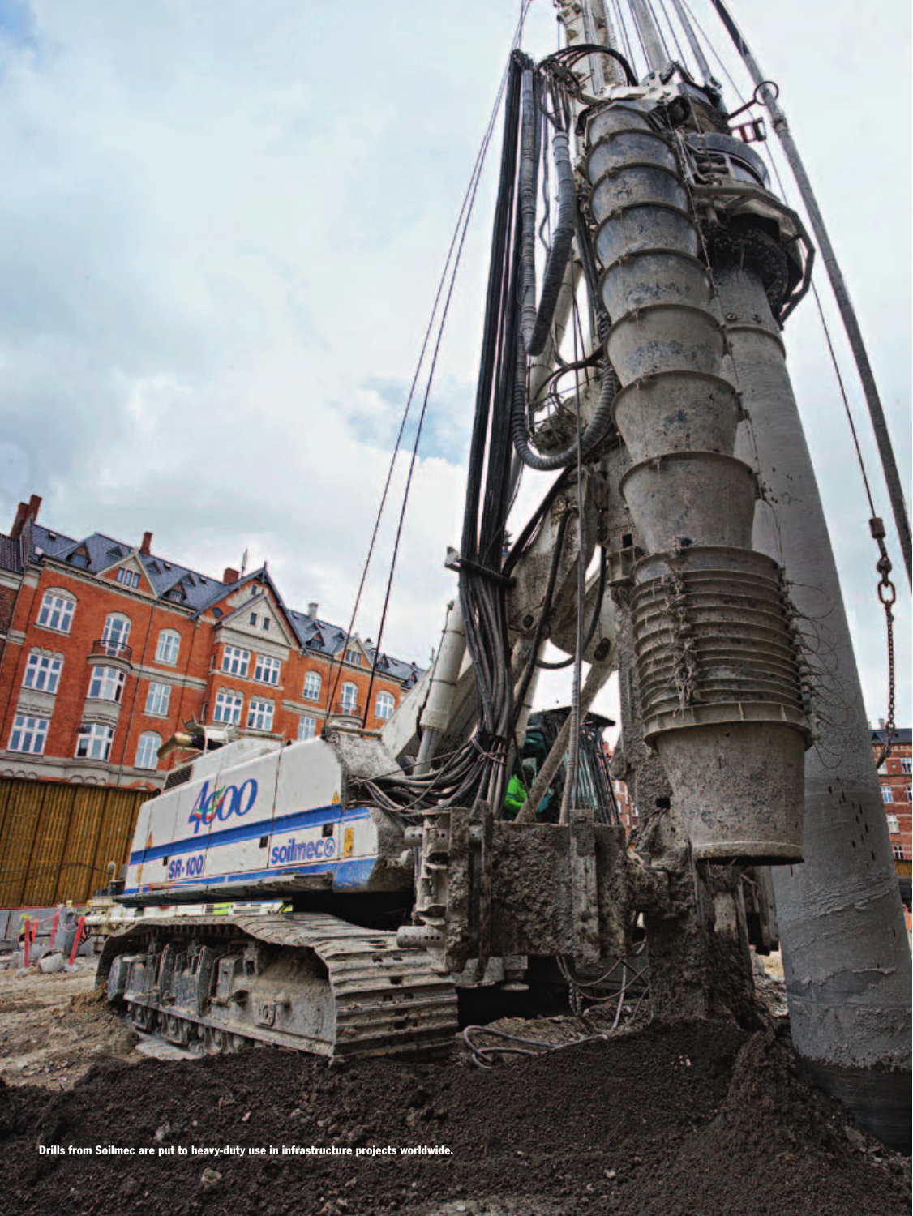Drills from Soilmec are put to heavy-duty use in infrastructure projects worldwide.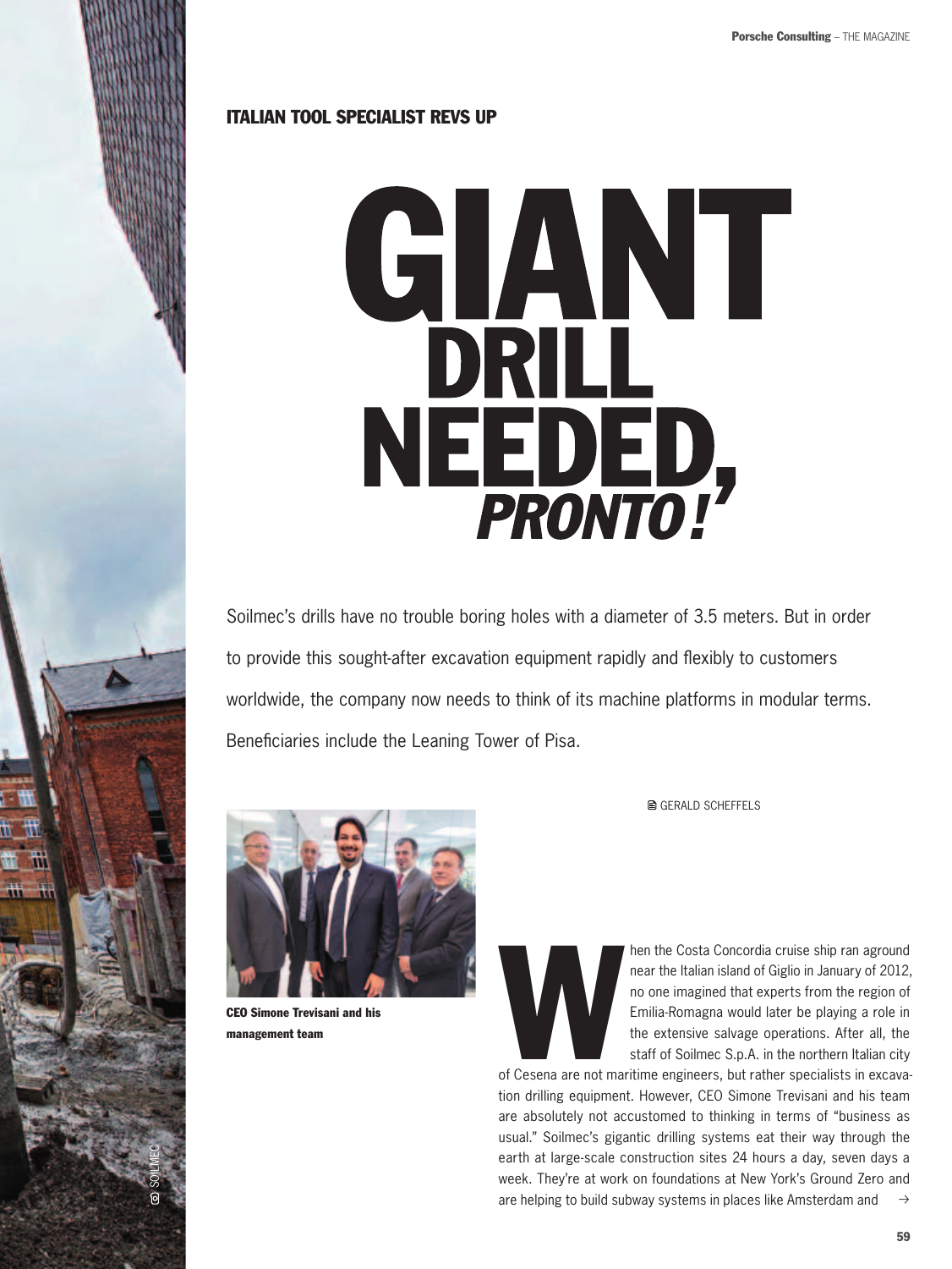**ITALIAN TOOL SPECIALIST REVS UP**

# GIANT DRILL NEEDED, *PRONTO!*

Soilmec's drills have no trouble boring holes with a diameter of 3.5 meters. But in order to provide this sought-after excavation equipment rapidly and flexibly to customers worldwide, the company now needs to think of its machine platforms in modular terms. Beneficiaries include the Leaning Tower of Pisa.

GERALD SCHEFFELS

**CEO Simone Trevisani and his management team**

When the Costa Concordia cruise ship ran aground near the Italian island of Giglio in January of 2012, no one imagined that experts from the region of Emilia-Romagna would later be playing a role in the extensive salvage operations. After all, the staff of Soilmec S.p.A. in the northern Italian city of Cesena are not maritime engineers, but rather specialists in excavation drilling equipment. However, CEO Simone Trevisani and his team are absolutely not accustomed to thinking in terms of "business as usual." Soilmec's gigantic drilling systems eat their way through the earth at large-scale construction sites 24 hours a day, seven days a week. They're at work on foundations at New York's Ground Zero and are helping to build subway systems in places like Amsterdam and →

© SOILMEC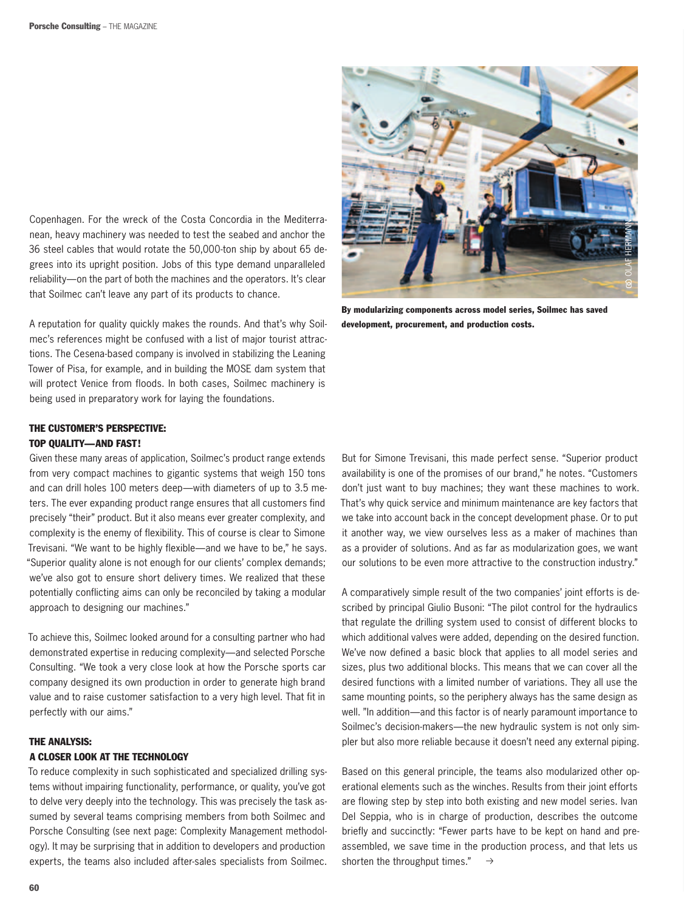Copenhagen. For the wreck of the Costa Concordia in the Mediterranean, heavy machinery was needed to test the seabed and anchor the 36 steel cables that would rotate the 50,000-ton ship by about 65 degrees into its upright position. Jobs of this type demand unparalleled reliability—on the part of both the machines and the operators. It's clear that Soilmec can't leave any part of its products to chance.

A reputation for quality quickly makes the rounds. And that's why Soilmec's references might be confused with a list of major tourist attractions. The Cesena-based company is involved in stabilizing the Leaning Tower of Pisa, for example, and in building the MOSE dam system that will protect Venice from floods. In both cases, Soilmec machinery is being used in preparatory work for laying the foundations.

**By modularizing components across model series, Soilmec has saved development, procurement, and production costs.**

### THE CUSTOMER'S PERSPECTIVE: TOP QUALITY—AND FAST!

Given these many areas of application, Soilmec's product range extends from very compact machines to gigantic systems that weigh 150 tons and can drill holes 100 meters deep—with diameters of up to 3.5 meters. The ever expanding product range ensures that all customers find precisely "their" product. But it also means ever greater complexity, and complexity is the enemy of flexibility. This of course is clear to Simone Trevisani. "We want to be highly flexible—and we have to be," he says. "Superior quality alone is not enough for our clients' complex demands; we've also got to ensure short delivery times. We realized that these potentially conflicting aims can only be reconciled by taking a modular approach to designing our machines."

To achieve this, Soilmec looked around for a consulting partner who had demonstrated expertise in reducing complexity—and selected Porsche Consulting. "We took a very close look at how the Porsche sports car company designed its own production in order to generate high brand value and to raise customer satisfaction to a very high level. That fit in perfectly with our aims."

### THE ANALYSIS: A CLOSER LOOK AT THE TECHNOLOGY

To reduce complexity in such sophisticated and specialized drilling systems without impairing functionality, performance, or quality, you've got to delve very deeply into the technology. This was precisely the task assumed by several teams comprising members from both Soilmec and Porsche Consulting (see next page: Complexity Management methodology). It may be surprising that in addition to developers and production experts, the teams also included after-sales specialists from Soilmec. But for Simone Trevisani, this made perfect sense. "Superior product availability is one of the promises of our brand," he notes. "Customers don't just want to buy machines; they want these machines to work. That's why quick service and minimum maintenance are key factors that we take into account back in the concept development phase. Or to put it another way, we view ourselves less as a maker of machines than as a provider of solutions. And as far as modularization goes, we want our solutions to be even more attractive to the construction industry."

A comparatively simple result of the two companies' joint efforts is described by principal Giulio Busoni: "The pilot control for the hydraulics that regulate the drilling system used to consist of different blocks to which additional valves were added, depending on the desired function. We've now defined a basic block that applies to all model series and sizes, plus two additional blocks. This means that we can cover all the desired functions with a limited number of variations. They all use the same mounting points, so the periphery always has the same design as well. "In addition—and this factor is of nearly paramount importance to Soilmec's decision-makers—the new hydraulic system is not only simpler but also more reliable because it doesn't need any external piping.

Based on this general principle, the teams also modularized other operational elements such as the winches. Results from their joint efforts are flowing step by step into both existing and new model series. Ivan Del Seppia, who is in charge of production, describes the outcome briefly and succinctly: "Fewer parts have to be kept on hand and preassembled, we save time in the production process, and that lets us shorten the throughput times." →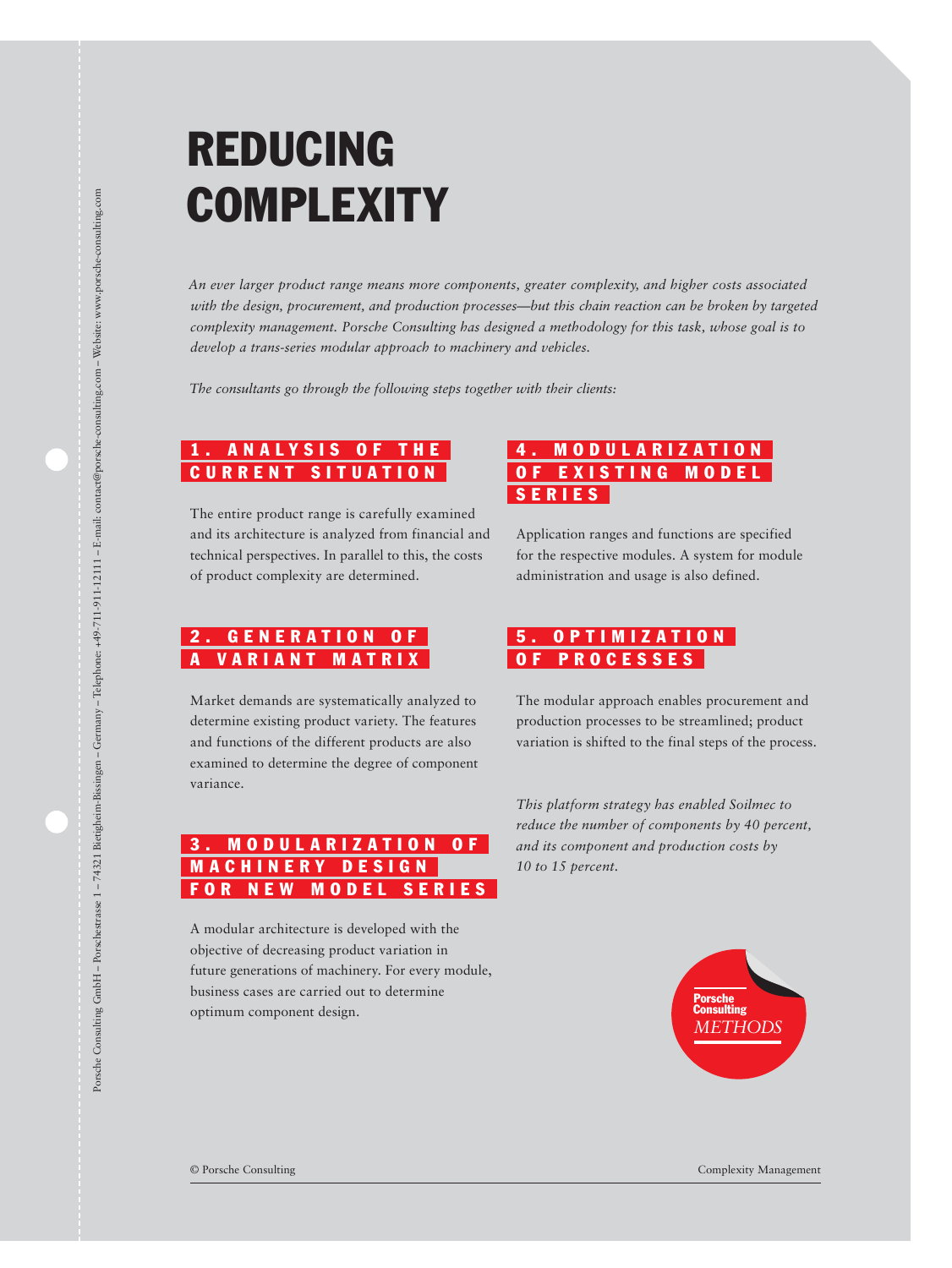# REDUCING COMPLEXITY

*An ever larger product range means more components, greater complexity, and higher costs associated with the design, procurement, and production processes—but this chain reaction can be broken by targeted complexity management. Porsche Consulting has designed a methodology for this task, whose goal is to develop a trans-series modular approach to machinery and vehicles.*

*The consultants go through the following steps together with their clients:*

## 1. ANALYSIS OF THE CURRENT SITUATION

The entire product range is carefully examined and its architecture is analyzed from financial and technical perspectives. In parallel to this, the costs of product complexity are determined.

## 2. GENERATION OF A VARIANT MATRIX

Market demands are systematically analyzed to determine existing product variety. The features and functions of the different products are also examined to determine the degree of component variance.

## 3. MODULARIZATION OF MACHINERY DESIGN FOR NEW MODEL SERIES

A modular architecture is developed with the objective of decreasing product variation in future generations of machinery. For every module, business cases are carried out to determine optimum component design.

## 4. MODULARIZATION OF EXISTING MODEL SERIES

Application ranges and functions are specified for the respective modules. A system for module administration and usage is also defined.

## 5. OPTIMIZATION OF PROCESSES

The modular approach enables procurement and production processes to be streamlined; product variation is shifted to the final steps of the process.

*This platform strategy has enabled Soilmec to reduce the number of components by 40 percent, and its component and production costs by 10 to 15 percent.*

Porsche Consulting *METHODS*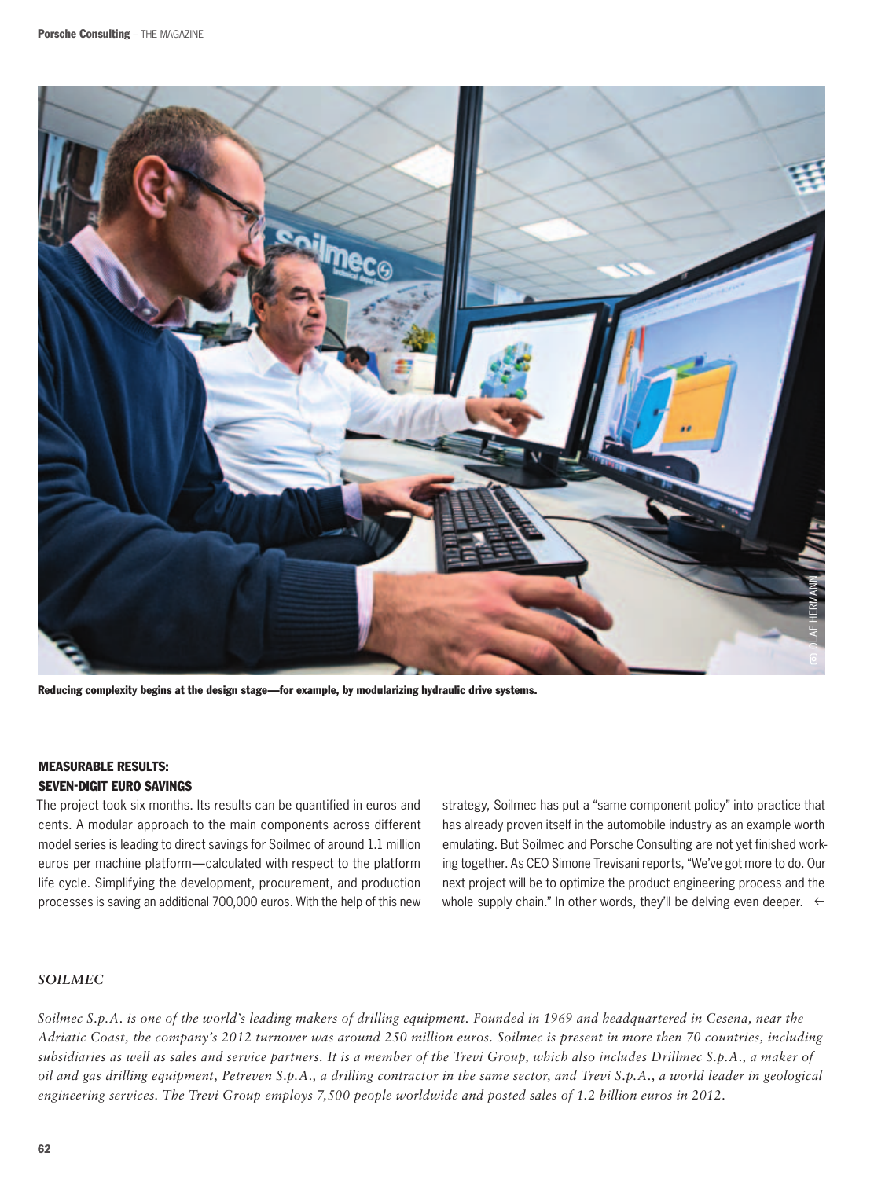Reducing complexity begins at the design stage—for example, by modularizing hydraulic drive systems.

## MEASURABLE RESULTS: SEVEN-DIGIT EURO SAVINGS

The project took six months. Its results can be quantified in euros and cents. A modular approach to the main components across different model series is leading to direct savings for Soilmec of around 1.1 million euros per machine platform—calculated with respect to the platform life cycle. Simplifying the development, procurement, and production processes is saving an additional 700,000 euros. With the help of this new strategy, Soilmec has put a "same component policy" into practice that has already proven itself in the automobile industry as an example worth emulating. But Soilmec and Porsche Consulting are not yet finished working together. As CEO Simone Trevisani reports, "We've got more to do. Our next project will be to optimize the product engineering process and the whole supply chain." In other words, they'll be delving even deeper. ←

### *SOILMEC*

*Soilmec S.p.A. is one of the world's leading makers of drilling equipment. Founded in 1969 and headquartered in Cesena, near the Adriatic Coast, the company's 2012 turnover was around 250 million euros. Soilmec is present in more then 70 countries, including subsidiaries as well as sales and service partners. It is a member of the Trevi Group, which also includes Drillmec S.p.A., a maker of oil and gas drilling equipment, Petreven S.p.A., a drilling contractor in the same sector, and Trevi S.p.A., a world leader in geological engineering services. The Trevi Group employs 7,500 people worldwide and posted sales of 1.2 billion euros in 2012.*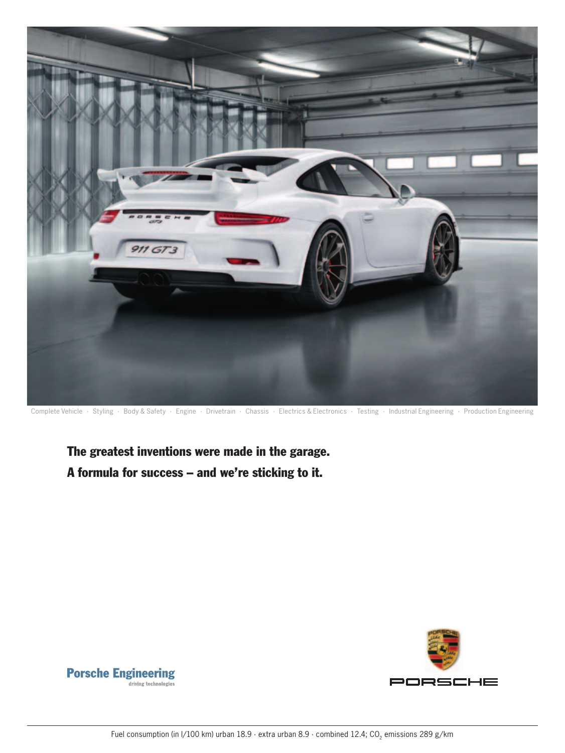Complete Vehicle · Styling · Body & Safety · Engine · Drivetrain · Chassis · Electrics & Electronics · Testing · Industrial Engineering · Production Engineering

**The greatest inventions were made in the garage.**
**A formula for success – and we're sticking to it.**

**Porsche Engineering**
driving technologies

PORSCHE

Fuel consumption (in l/100 km) urban 18.9 · extra urban 8.9 · combined 12.4; $CO_2$ emissions 289 g/km